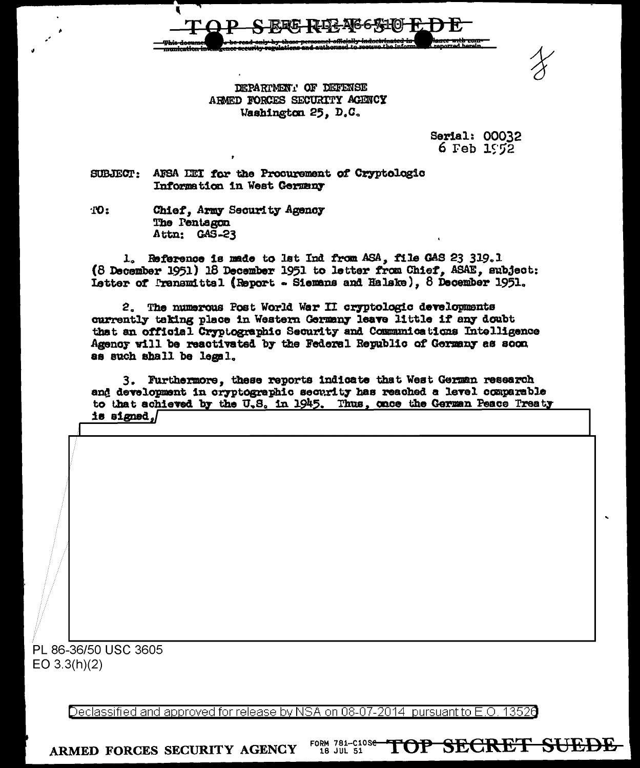TOP SECRET SUEDE

This document is to be read only by those personnel officially indoctrinated in accordance with communication intelligence security regulations and authorized to receive the information reported herein.

DEPARTMENT OF DEFENSE
ARMED FORCES SECURITY AGENCY
Washington 25, D.C.

Serial: 00032
6 Feb 1952

SUBJECT: AFSA EEI for the Procurement of Cryptologic Information in West Germany

TO: Chief, Army Security Agency
The Pentagon
Attn: GAS-23

1. Reference is made to 1st Ind from ASA, file GAS 23 319.1 (8 December 1951) 18 December 1951 to letter from Chief, ASAE, subject: Letter of Transmittal (Report - Siemens and Halske), 8 December 1951.

2. The numerous Post World War II cryptologic developments currently taking place in Western Germany leave little if any doubt that an official Cryptographic Security and Communications Intelligence Agency will be reactivated by the Federal Republic of Germany as soon as such shall be legal.

3. Furthermore, these reports indicate that West German research and development in cryptographic security has reached a level comparable to that achieved by the U.S. in 1945. Thus, once the German Peace Treaty is signed,

PL 86-36/50 USC 3605
EO 3.3(h)(2)

Declassified and approved for release by NSA on 08-07-2014 pursuant to E.O. 13526

ARMED FORCES SECURITY AGENCY FORM 781-C10S 18 JUL 51 TOP SECRET SUEDE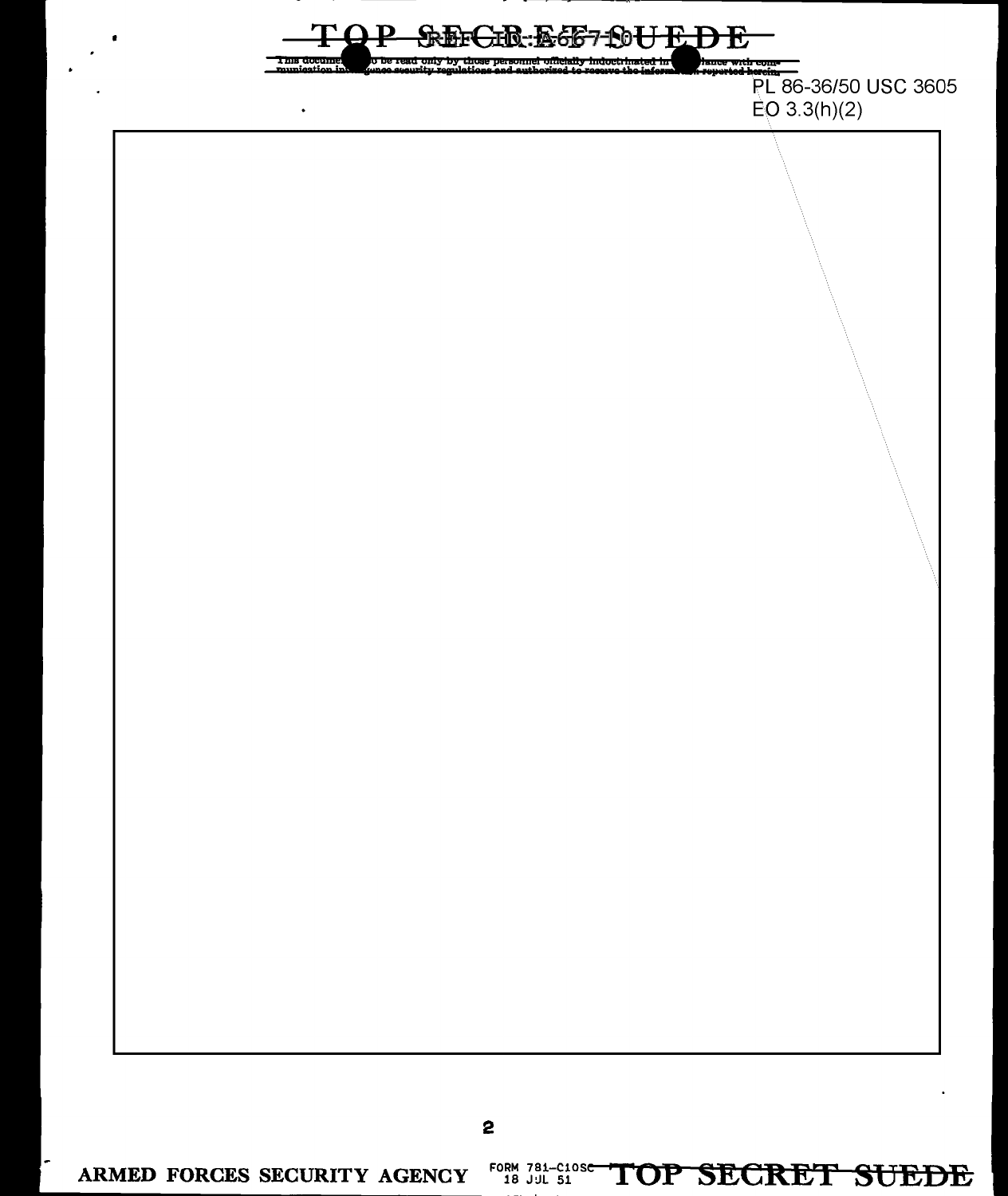PL 86-36/50 USC 3605
EO 3.3(h)(2)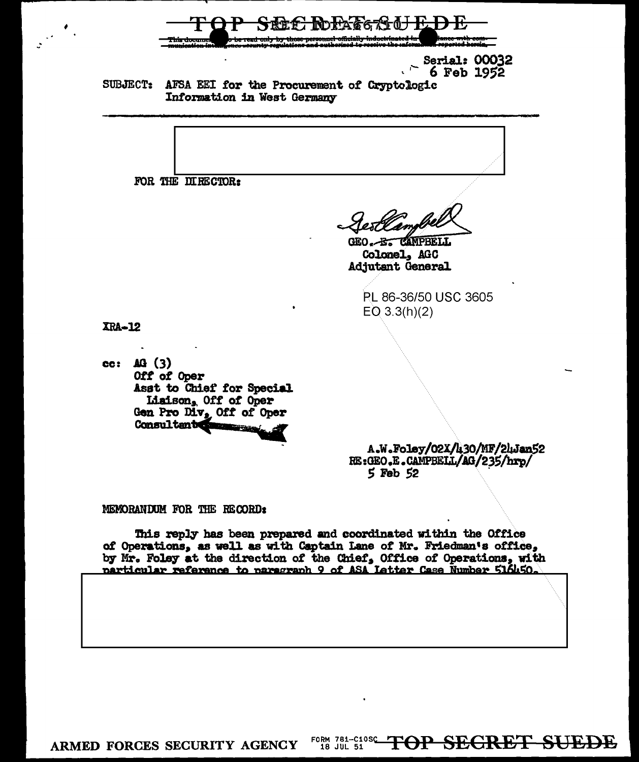TOP SECRET SUEDE

This document is to be read only by those personnel officially indoctrinated in accordance with communication intelligence security regulations and authorized to receive the information reported herein.

Serial: 00032
6 Feb 1952

SUBJECT: AFSA EEI for the Procurement of Cryptologic Information in West Germany

FOR THE DIRECTOR:

GEO. E. CAMPBELL
Colonel, AGC
Adjutant General

PL 86-36/50 USC 3605
EO 3.3(h)(2)

XRA-12

cc: AG (3)
Off of Oper
Asst to Chief for Special Liaison, Off of Oper
Gen Pro Div, Off of Oper
Consultant

A.W.Foley/02X/430/MF/24Jan52
RE:GEO.E.CAMPBELL/AG/235/hrp/
5 Feb 52

MEMORANDUM FOR THE RECORD:

This reply has been prepared and coordinated within the Office of Operations, as well as with Captain Lane of Mr. Friedman's office, by Mr. Foley at the direction of the Chief, Office of Operations, with particular reference to paragraph 9 of ASA Letter Case Number 516450.

ARMED FORCES SECURITY AGENCY FORM 781-C10SC 18 JUL 51 TOP SECRET SUEDE